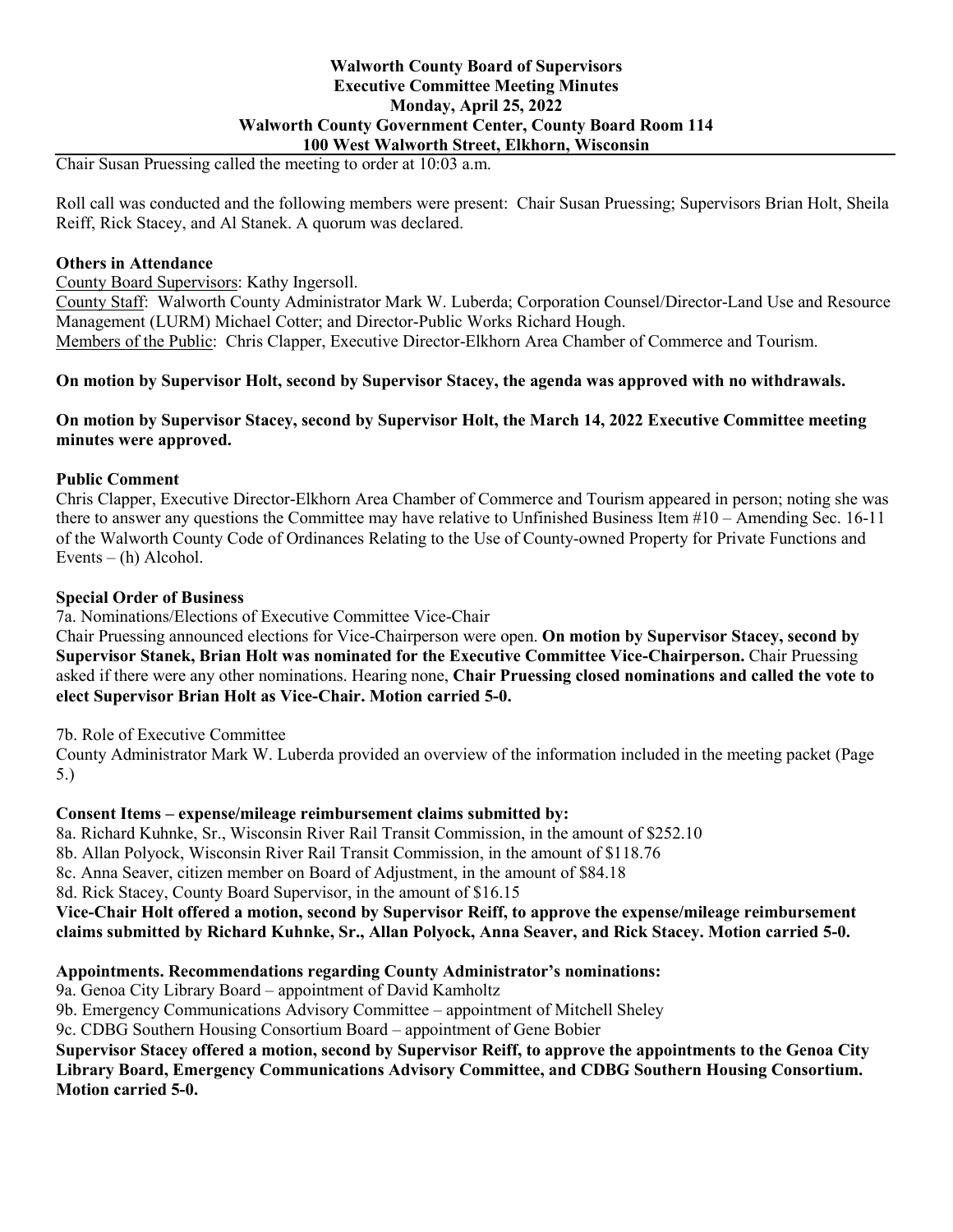**Walworth County Board of Supervisors**
**Executive Committee Meeting Minutes**
**Monday, April 25, 2022**
**Walworth County Government Center, County Board Room 114**
**100 West Walworth Street, Elkhorn, Wisconsin**

Chair Susan Pruessing called the meeting to order at 10:03 a.m.

Roll call was conducted and the following members were present: Chair Susan Pruessing; Supervisors Brian Holt, Sheila Reiff, Rick Stacey, and Al Stanek. A quorum was declared.

**Others in Attendance**

County Board Supervisors: Kathy Ingersoll.
County Staff: Walworth County Administrator Mark W. Luberda; Corporation Counsel/Director-Land Use and Resource Management (LURM) Michael Cotter; and Director-Public Works Richard Hough.
Members of the Public: Chris Clapper, Executive Director-Elkhorn Area Chamber of Commerce and Tourism.

**On motion by Supervisor Holt, second by Supervisor Stacey, the agenda was approved with no withdrawals.**

**On motion by Supervisor Stacey, second by Supervisor Holt, the March 14, 2022 Executive Committee meeting minutes were approved.**

**Public Comment**

Chris Clapper, Executive Director-Elkhorn Area Chamber of Commerce and Tourism appeared in person; noting she was there to answer any questions the Committee may have relative to Unfinished Business Item #10 – Amending Sec. 16-11 of the Walworth County Code of Ordinances Relating to the Use of County-owned Property for Private Functions and Events – (h) Alcohol.

**Special Order of Business**

7a. Nominations/Elections of Executive Committee Vice-Chair

Chair Pruessing announced elections for Vice-Chairperson were open. **On motion by Supervisor Stacey, second by Supervisor Stanek, Brian Holt was nominated for the Executive Committee Vice-Chairperson.** Chair Pruessing asked if there were any other nominations. Hearing none, **Chair Pruessing closed nominations and called the vote to elect Supervisor Brian Holt as Vice-Chair. Motion carried 5-0.**

7b. Role of Executive Committee

County Administrator Mark W. Luberda provided an overview of the information included in the meeting packet (Page 5.)

**Consent Items – expense/mileage reimbursement claims submitted by:**

8a. Richard Kuhnke, Sr., Wisconsin River Rail Transit Commission, in the amount of $252.10
8b. Allan Polyock, Wisconsin River Rail Transit Commission, in the amount of $118.76
8c. Anna Seaver, citizen member on Board of Adjustment, in the amount of $84.18
8d. Rick Stacey, County Board Supervisor, in the amount of $16.15

**Vice-Chair Holt offered a motion, second by Supervisor Reiff, to approve the expense/mileage reimbursement claims submitted by Richard Kuhnke, Sr., Allan Polyock, Anna Seaver, and Rick Stacey. Motion carried 5-0.**

**Appointments. Recommendations regarding County Administrator's nominations:**

9a. Genoa City Library Board – appointment of David Kamholtz
9b. Emergency Communications Advisory Committee – appointment of Mitchell Sheley
9c. CDBG Southern Housing Consortium Board – appointment of Gene Bobier

**Supervisor Stacey offered a motion, second by Supervisor Reiff, to approve the appointments to the Genoa City Library Board, Emergency Communications Advisory Committee, and CDBG Southern Housing Consortium. Motion carried 5-0.**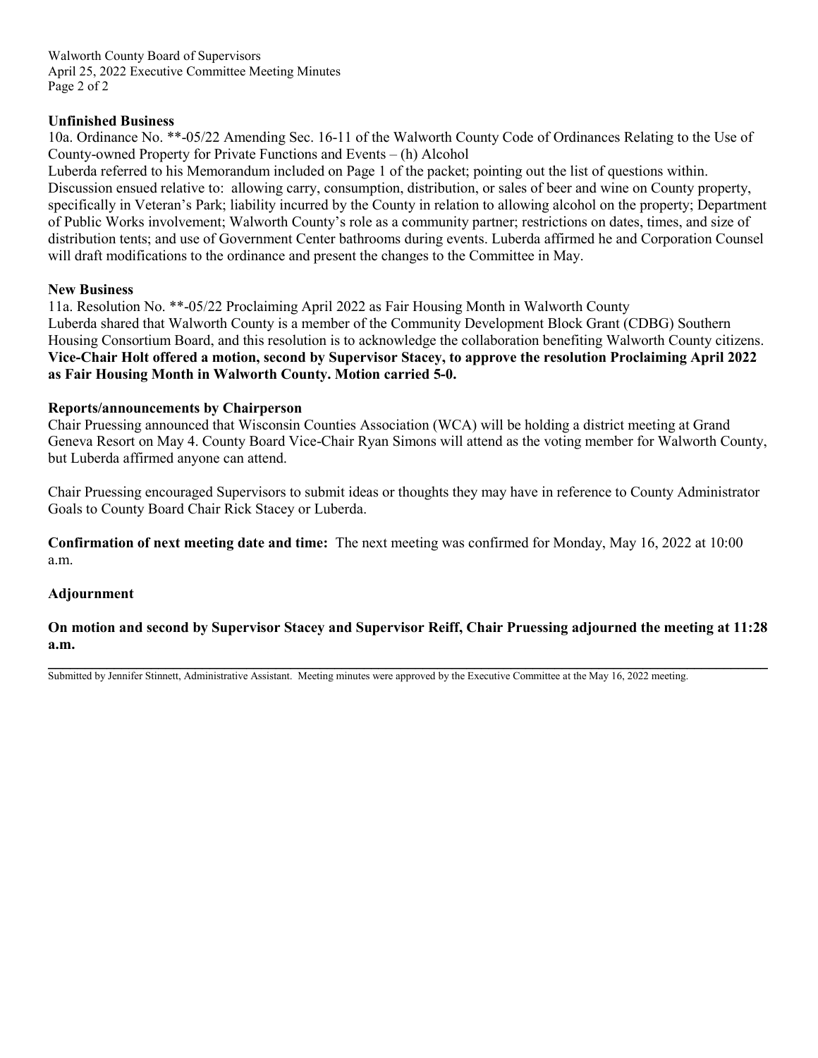**Unfinished Business**

10a. Ordinance No. **-05/22 Amending Sec. 16-11 of the Walworth County Code of Ordinances Relating to the Use of County-owned Property for Private Functions and Events – (h) Alcohol

Luberda referred to his Memorandum included on Page 1 of the packet; pointing out the list of questions within. Discussion ensued relative to: allowing carry, consumption, distribution, or sales of beer and wine on County property, specifically in Veteran's Park; liability incurred by the County in relation to allowing alcohol on the property; Department of Public Works involvement; Walworth County's role as a community partner; restrictions on dates, times, and size of distribution tents; and use of Government Center bathrooms during events. Luberda affirmed he and Corporation Counsel will draft modifications to the ordinance and present the changes to the Committee in May.

**New Business**

11a. Resolution No. **-05/22 Proclaiming April 2022 as Fair Housing Month in Walworth County

Luberda shared that Walworth County is a member of the Community Development Block Grant (CDBG) Southern Housing Consortium Board, and this resolution is to acknowledge the collaboration benefiting Walworth County citizens. **Vice-Chair Holt offered a motion, second by Supervisor Stacey, to approve the resolution Proclaiming April 2022 as Fair Housing Month in Walworth County. Motion carried 5-0.**

**Reports/announcements by Chairperson**

Chair Pruessing announced that Wisconsin Counties Association (WCA) will be holding a district meeting at Grand Geneva Resort on May 4. County Board Vice-Chair Ryan Simons will attend as the voting member for Walworth County, but Luberda affirmed anyone can attend.

Chair Pruessing encouraged Supervisors to submit ideas or thoughts they may have in reference to County Administrator Goals to County Board Chair Rick Stacey or Luberda.

**Confirmation of next meeting date and time:** The next meeting was confirmed for Monday, May 16, 2022 at 10:00 a.m.

**Adjournment**

**On motion and second by Supervisor Stacey and Supervisor Reiff, Chair Pruessing adjourned the meeting at 11:28 a.m.**

---

Submitted by Jennifer Stinnett, Administrative Assistant. Meeting minutes were approved by the Executive Committee at the May 16, 2022 meeting.